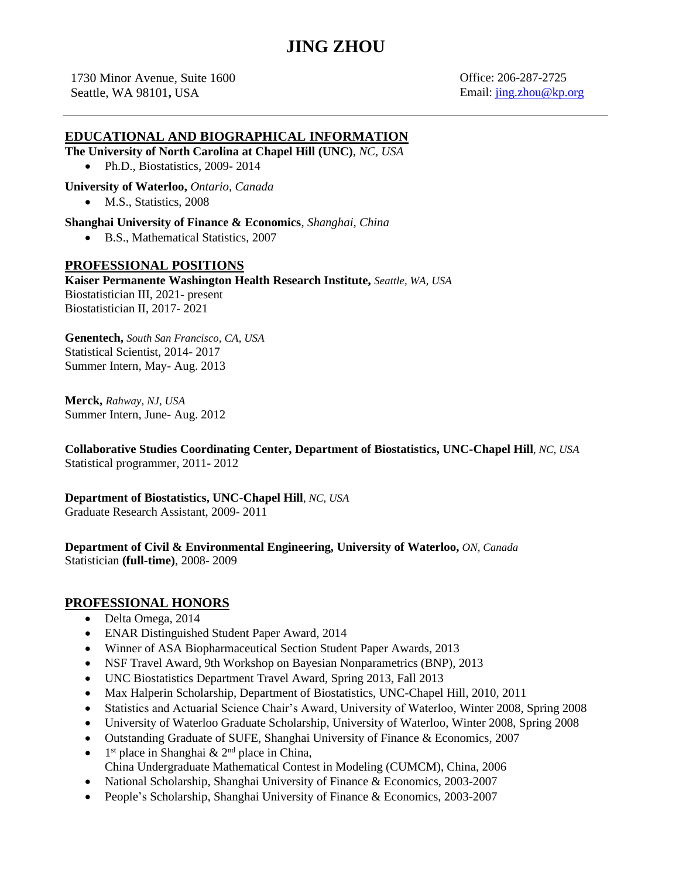# JING ZHOU

1730 Minor Avenue, Suite 1600
Seattle, WA 98101**,** USA

Office: 206-287-2725
Email: [jing.zhou@kp.org](mailto:jing.zhou@kp.org)

## EDUCATIONAL AND BIOGRAPHICAL INFORMATION

**The University of North Carolina at Chapel Hill (UNC)**, *NC, USA*

- Ph.D., Biostatistics, 2009- 2014

**University of Waterloo,** *Ontario, Canada*

- M.S., Statistics, 2008

**Shanghai University of Finance & Economics**, *Shanghai, China*

- B.S., Mathematical Statistics, 2007

## PROFESSIONAL POSITIONS

**Kaiser Permanente Washington Health Research Institute,** *Seattle, WA, USA*
Biostatistician III, 2021- present
Biostatistician II, 2017- 2021

**Genentech,** *South San Francisco, CA, USA*
Statistical Scientist, 2014- 2017
Summer Intern, May- Aug. 2013

**Merck,** *Rahway, NJ, USA*
Summer Intern, June- Aug. 2012

**Collaborative Studies Coordinating Center, Department of Biostatistics, UNC-Chapel Hill**, *NC, USA*
Statistical programmer, 2011- 2012

**Department of Biostatistics, UNC-Chapel Hill**, *NC, USA*
Graduate Research Assistant, 2009- 2011

**Department of Civil & Environmental Engineering, University of Waterloo,** *ON, Canada*
Statistician **(full-time)**, 2008- 2009

## PROFESSIONAL HONORS

- Delta Omega, 2014
- ENAR Distinguished Student Paper Award, 2014
- Winner of ASA Biopharmaceutical Section Student Paper Awards, 2013
- NSF Travel Award, 9th Workshop on Bayesian Nonparametrics (BNP), 2013
- UNC Biostatistics Department Travel Award, Spring 2013, Fall 2013
- Max Halperin Scholarship, Department of Biostatistics, UNC-Chapel Hill, 2010, 2011
- Statistics and Actuarial Science Chair's Award, University of Waterloo, Winter 2008, Spring 2008
- University of Waterloo Graduate Scholarship, University of Waterloo, Winter 2008, Spring 2008
- Outstanding Graduate of SUFE, Shanghai University of Finance & Economics, 2007
- 1st place in Shanghai & 2nd place in China,
  China Undergraduate Mathematical Contest in Modeling (CUMCM), China, 2006
- National Scholarship, Shanghai University of Finance & Economics, 2003-2007
- People's Scholarship, Shanghai University of Finance & Economics, 2003-2007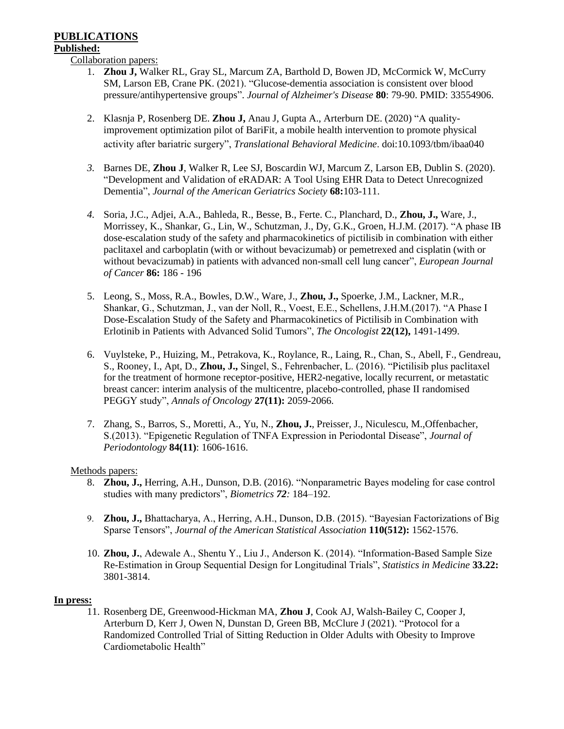## PUBLICATIONS

### Published:

Collaboration papers:

1. **Zhou J,** Walker RL, Gray SL, Marcum ZA, Barthold D, Bowen JD, McCormick W, McCurry SM, Larson EB, Crane PK. (2021). "Glucose-dementia association is consistent over blood pressure/antihypertensive groups". *Journal of Alzheimer's Disease* **80**: 79-90. PMID: 33554906.

2. Klasnja P, Rosenberg DE. **Zhou J,** Anau J, Gupta A., Arterburn DE. (2020) "A quality-improvement optimization pilot of BariFit, a mobile health intervention to promote physical activity after bariatric surgery", *Translational Behavioral Medicine*. doi:10.1093/tbm/ibaa040

3. Barnes DE, **Zhou J**, Walker R, Lee SJ, Boscardin WJ, Marcum Z, Larson EB, Dublin S. (2020). "Development and Validation of eRADAR: A Tool Using EHR Data to Detect Unrecognized Dementia", *Journal of the American Geriatrics Society* **68:**103-111.

4. Soria, J.C., Adjei, A.A., Bahleda, R., Besse, B., Ferte. C., Planchard, D., **Zhou, J.,** Ware, J., Morrissey, K., Shankar, G., Lin, W., Schutzman, J., Dy, G.K., Groen, H.J.M. (2017). "A phase IB dose-escalation study of the safety and pharmacokinetics of pictilisib in combination with either paclitaxel and carboplatin (with or without bevacizumab) or pemetrexed and cisplatin (with or without bevacizumab) in patients with advanced non-small cell lung cancer", *European Journal of Cancer* **86:** 186 - 196

5. Leong, S., Moss, R.A., Bowles, D.W., Ware, J., **Zhou, J.,** Spoerke, J.M., Lackner, M.R., Shankar, G., Schutzman, J., van der Noll, R., Voest, E.E., Schellens, J.H.M.(2017). "A Phase I Dose-Escalation Study of the Safety and Pharmacokinetics of Pictilisib in Combination with Erlotinib in Patients with Advanced Solid Tumors", *The Oncologist* **22(12),** 1491-1499.

6. Vuylsteke, P., Huizing, M., Petrakova, K., Roylance, R., Laing, R., Chan, S., Abell, F., Gendreau, S., Rooney, I., Apt, D., **Zhou, J.,** Singel, S., Fehrenbacher, L. (2016). "Pictilisib plus paclitaxel for the treatment of hormone receptor-positive, HER2-negative, locally recurrent, or metastatic breast cancer: interim analysis of the multicentre, placebo-controlled, phase II randomised PEGGY study", *Annals of Oncology* **27(11):** 2059-2066.

7. Zhang, S., Barros, S., Moretti, A., Yu, N., **Zhou, J.**, Preisser, J., Niculescu, M.,Offenbacher, S.(2013). "Epigenetic Regulation of TNFA Expression in Periodontal Disease", *Journal of Periodontology* **84(11)**: 1606-1616.

Methods papers:

8. **Zhou, J.,** Herring, A.H., Dunson, D.B. (2016). "Nonparametric Bayes modeling for case control studies with many predictors", *Biometrics **72**:* 184–192.

9. **Zhou, J.,** Bhattacharya, A., Herring, A.H., Dunson, D.B. (2015). "Bayesian Factorizations of Big Sparse Tensors", *Journal of the American Statistical Association* **110(512):** 1562-1576.

10. **Zhou, J.**, Adewale A., Shentu Y., Liu J., Anderson K. (2014). "Information-Based Sample Size Re-Estimation in Group Sequential Design for Longitudinal Trials", *Statistics in Medicine* **33.22:** 3801-3814.

### In press:

11. Rosenberg DE, Greenwood-Hickman MA, **Zhou J**, Cook AJ, Walsh-Bailey C, Cooper J, Arterburn D, Kerr J, Owen N, Dunstan D, Green BB, McClure J (2021). "Protocol for a Randomized Controlled Trial of Sitting Reduction in Older Adults with Obesity to Improve Cardiometabolic Health"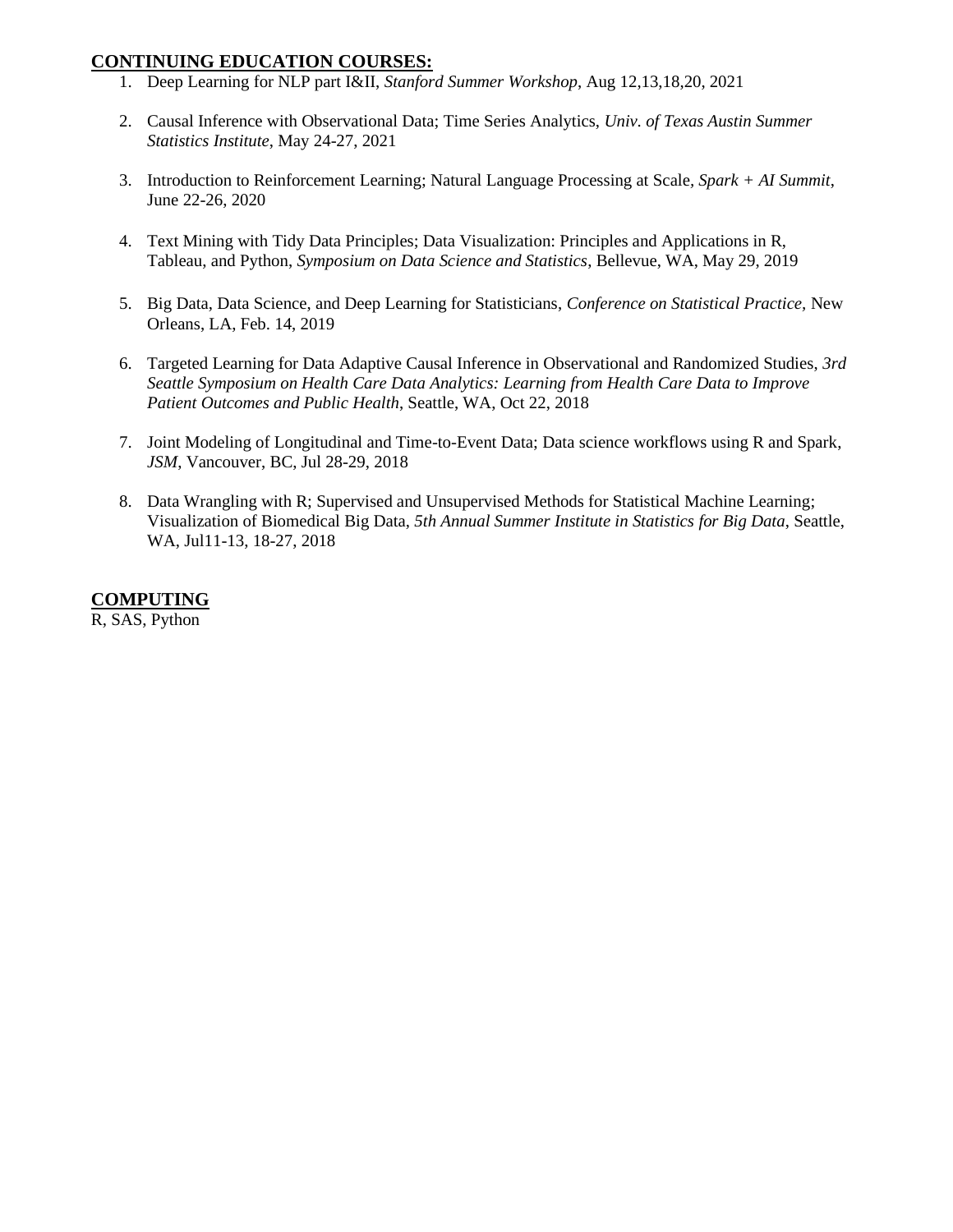## CONTINUING EDUCATION COURSES:

1. Deep Learning for NLP part I&II, *Stanford Summer Workshop*, Aug 12,13,18,20, 2021

2. Causal Inference with Observational Data; Time Series Analytics, *Univ. of Texas Austin Summer Statistics Institute*, May 24-27, 2021

3. Introduction to Reinforcement Learning; Natural Language Processing at Scale, *Spark + AI Summit*, June 22-26, 2020

4. Text Mining with Tidy Data Principles; Data Visualization: Principles and Applications in R, Tableau, and Python, *Symposium on Data Science and Statistics*, Bellevue, WA, May 29, 2019

5. Big Data, Data Science, and Deep Learning for Statisticians, *Conference on Statistical Practice*, New Orleans, LA, Feb. 14, 2019

6. Targeted Learning for Data Adaptive Causal Inference in Observational and Randomized Studies, *3rd Seattle Symposium on Health Care Data Analytics: Learning from Health Care Data to Improve Patient Outcomes and Public Health*, Seattle, WA, Oct 22, 2018

7. Joint Modeling of Longitudinal and Time-to-Event Data; Data science workflows using R and Spark, *JSM*, Vancouver, BC, Jul 28-29, 2018

8. Data Wrangling with R; Supervised and Unsupervised Methods for Statistical Machine Learning; Visualization of Biomedical Big Data, *5th Annual Summer Institute in Statistics for Big Data*, Seattle, WA, Jul11-13, 18-27, 2018

## COMPUTING

R, SAS, Python